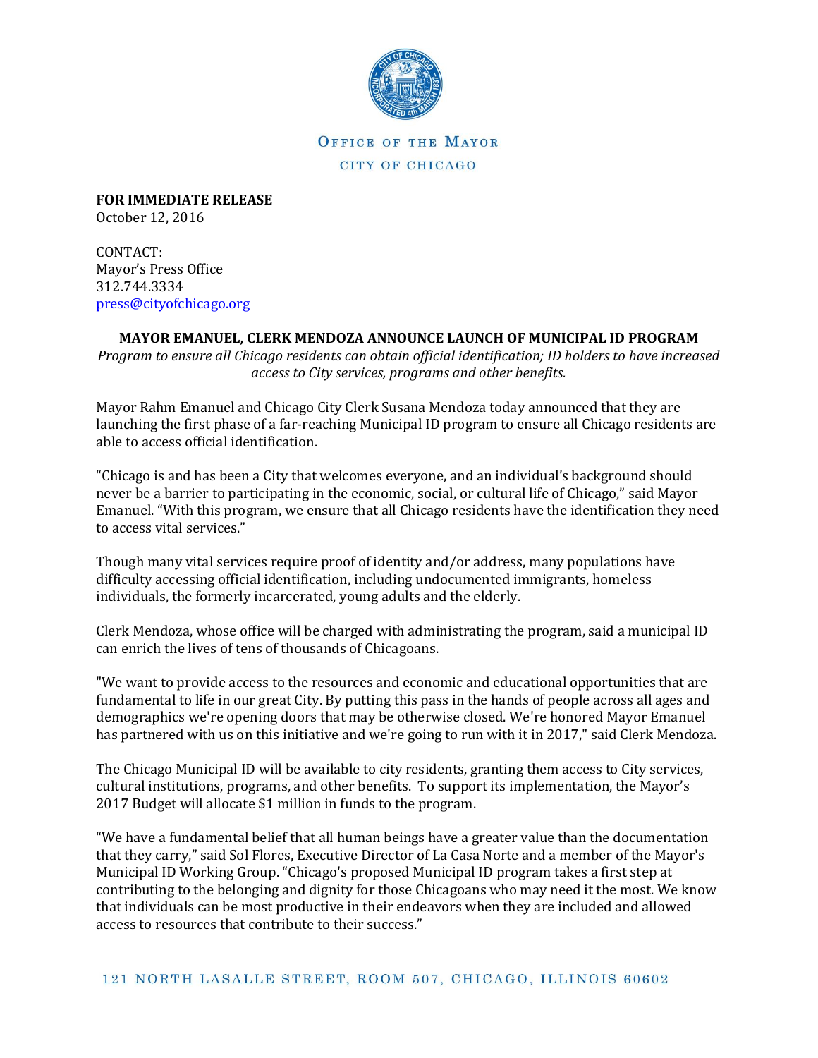OFFICE OF THE MAYOR

CITY OF CHICAGO

**FOR IMMEDIATE RELEASE**
October 12, 2016

CONTACT:
Mayor's Press Office
312.744.3334
press@cityofchicago.org

## MAYOR EMANUEL, CLERK MENDOZA ANNOUNCE LAUNCH OF MUNICIPAL ID PROGRAM

*Program to ensure all Chicago residents can obtain official identification; ID holders to have increased access to City services, programs and other benefits.*

Mayor Rahm Emanuel and Chicago City Clerk Susana Mendoza today announced that they are launching the first phase of a far-reaching Municipal ID program to ensure all Chicago residents are able to access official identification.

"Chicago is and has been a City that welcomes everyone, and an individual's background should never be a barrier to participating in the economic, social, or cultural life of Chicago," said Mayor Emanuel. "With this program, we ensure that all Chicago residents have the identification they need to access vital services."

Though many vital services require proof of identity and/or address, many populations have difficulty accessing official identification, including undocumented immigrants, homeless individuals, the formerly incarcerated, young adults and the elderly.

Clerk Mendoza, whose office will be charged with administrating the program, said a municipal ID can enrich the lives of tens of thousands of Chicagoans.

"We want to provide access to the resources and economic and educational opportunities that are fundamental to life in our great City. By putting this pass in the hands of people across all ages and demographics we're opening doors that may be otherwise closed. We're honored Mayor Emanuel has partnered with us on this initiative and we're going to run with it in 2017," said Clerk Mendoza.

The Chicago Municipal ID will be available to city residents, granting them access to City services, cultural institutions, programs, and other benefits. To support its implementation, the Mayor's 2017 Budget will allocate $1 million in funds to the program.

"We have a fundamental belief that all human beings have a greater value than the documentation that they carry," said Sol Flores, Executive Director of La Casa Norte and a member of the Mayor's Municipal ID Working Group. "Chicago's proposed Municipal ID program takes a first step at contributing to the belonging and dignity for those Chicagoans who may need it the most. We know that individuals can be most productive in their endeavors when they are included and allowed access to resources that contribute to their success."

121 NORTH LASALLE STREET, ROOM 507, CHICAGO, ILLINOIS 60602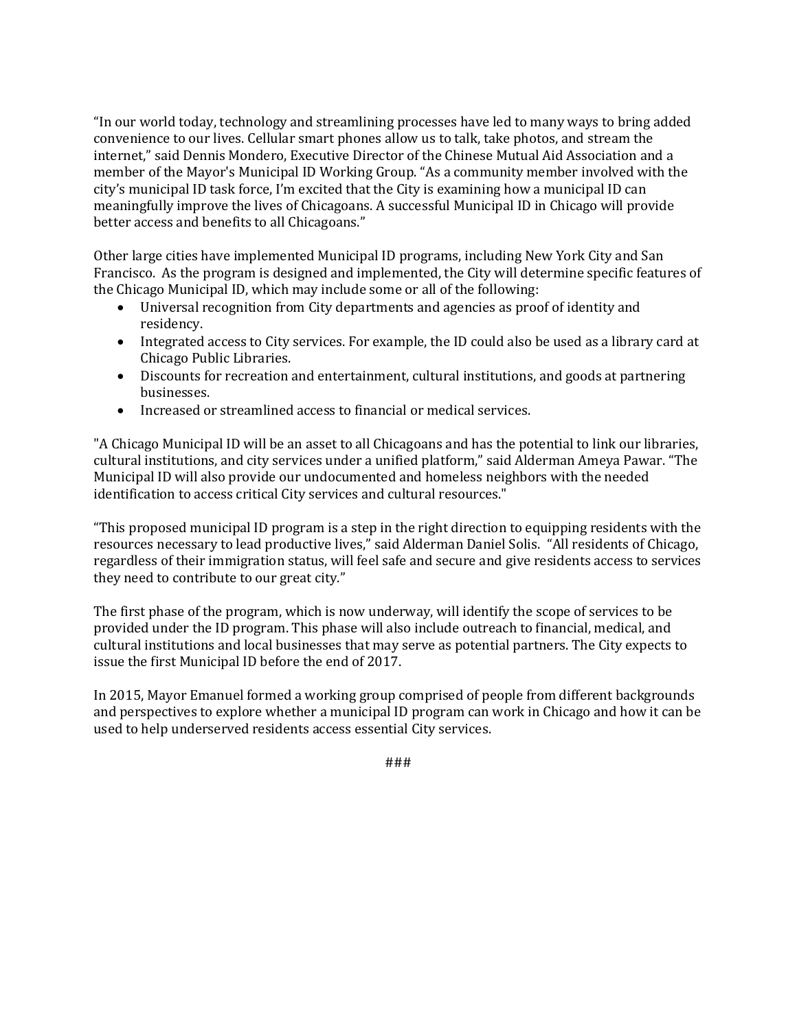"In our world today, technology and streamlining processes have led to many ways to bring added convenience to our lives. Cellular smart phones allow us to talk, take photos, and stream the internet," said Dennis Mondero, Executive Director of the Chinese Mutual Aid Association and a member of the Mayor's Municipal ID Working Group. "As a community member involved with the city's municipal ID task force, I'm excited that the City is examining how a municipal ID can meaningfully improve the lives of Chicagoans. A successful Municipal ID in Chicago will provide better access and benefits to all Chicagoans."

Other large cities have implemented Municipal ID programs, including New York City and San Francisco. As the program is designed and implemented, the City will determine specific features of the Chicago Municipal ID, which may include some or all of the following:

- Universal recognition from City departments and agencies as proof of identity and residency.
- Integrated access to City services. For example, the ID could also be used as a library card at Chicago Public Libraries.
- Discounts for recreation and entertainment, cultural institutions, and goods at partnering businesses.
- Increased or streamlined access to financial or medical services.

"A Chicago Municipal ID will be an asset to all Chicagoans and has the potential to link our libraries, cultural institutions, and city services under a unified platform," said Alderman Ameya Pawar. "The Municipal ID will also provide our undocumented and homeless neighbors with the needed identification to access critical City services and cultural resources."

"This proposed municipal ID program is a step in the right direction to equipping residents with the resources necessary to lead productive lives," said Alderman Daniel Solis. "All residents of Chicago, regardless of their immigration status, will feel safe and secure and give residents access to services they need to contribute to our great city."

The first phase of the program, which is now underway, will identify the scope of services to be provided under the ID program. This phase will also include outreach to financial, medical, and cultural institutions and local businesses that may serve as potential partners. The City expects to issue the first Municipal ID before the end of 2017.

In 2015, Mayor Emanuel formed a working group comprised of people from different backgrounds and perspectives to explore whether a municipal ID program can work in Chicago and how it can be used to help underserved residents access essential City services.

###